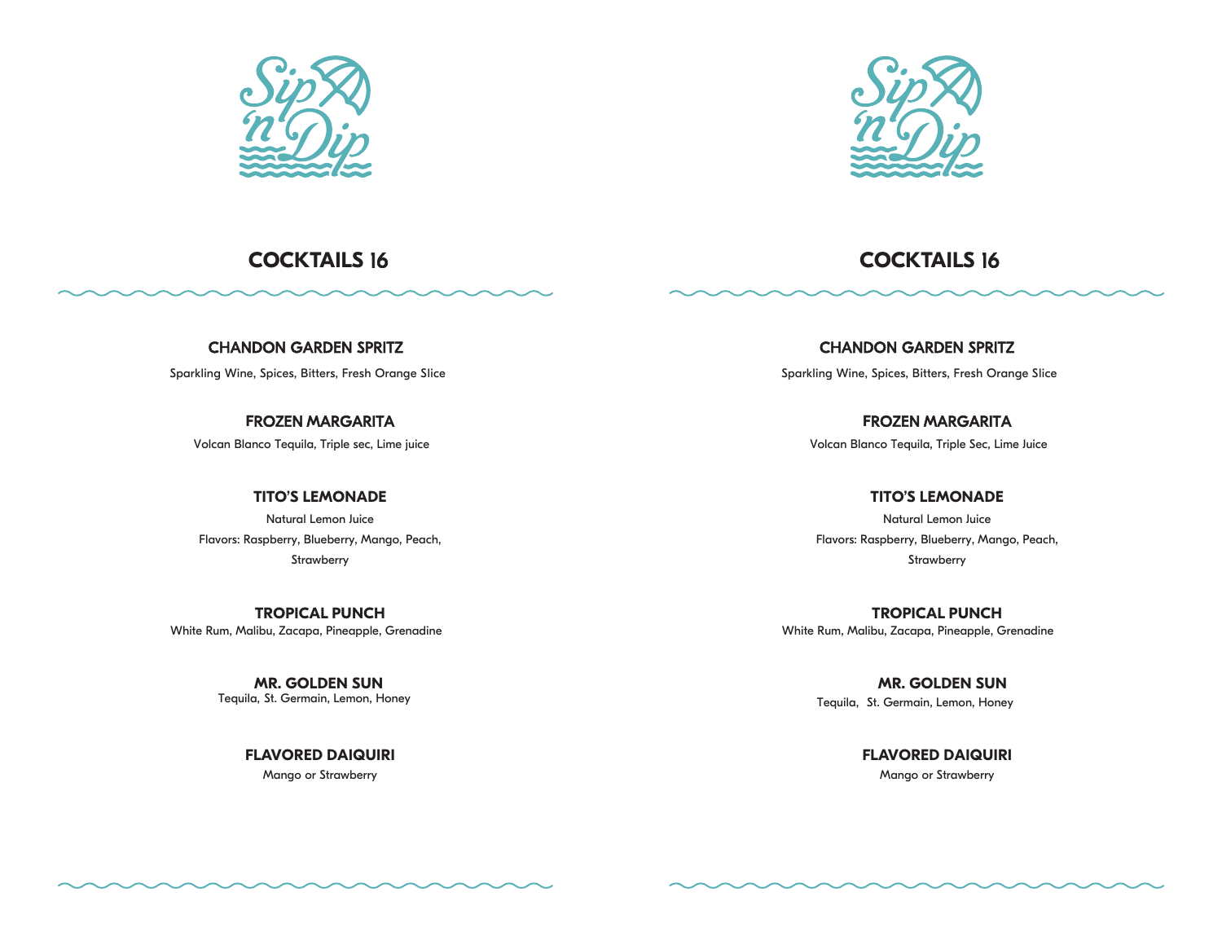Sip 'n Dip

## COCKTAILS 16

### CHANDON GARDEN SPRITZ

Sparkling Wine, Spices, Bitters, Fresh Orange Slice

### FROZEN MARGARITA

Volcan Blanco Tequila, Triple sec, Lime juice

### TITO'S LEMONADE

Natural Lemon Juice
Flavors: Raspberry, Blueberry, Mango, Peach, Strawberry

### TROPICAL PUNCH

White Rum, Malibu, Zacapa, Pineapple, Grenadine

### MR. GOLDEN SUN

Tequila, St. Germain, Lemon, Honey

### FLAVORED DAIQUIRI

Mango or Strawberry

Sip 'n Dip

## COCKTAILS 16

### CHANDON GARDEN SPRITZ

Sparkling Wine, Spices, Bitters, Fresh Orange Slice

### FROZEN MARGARITA

Volcan Blanco Tequila, Triple Sec, Lime Juice

### TITO'S LEMONADE

Natural Lemon Juice
Flavors: Raspberry, Blueberry, Mango, Peach, Strawberry

### TROPICAL PUNCH

White Rum, Malibu, Zacapa, Pineapple, Grenadine

### MR. GOLDEN SUN

Tequila, St. Germain, Lemon, Honey

### FLAVORED DAIQUIRI

Mango or Strawberry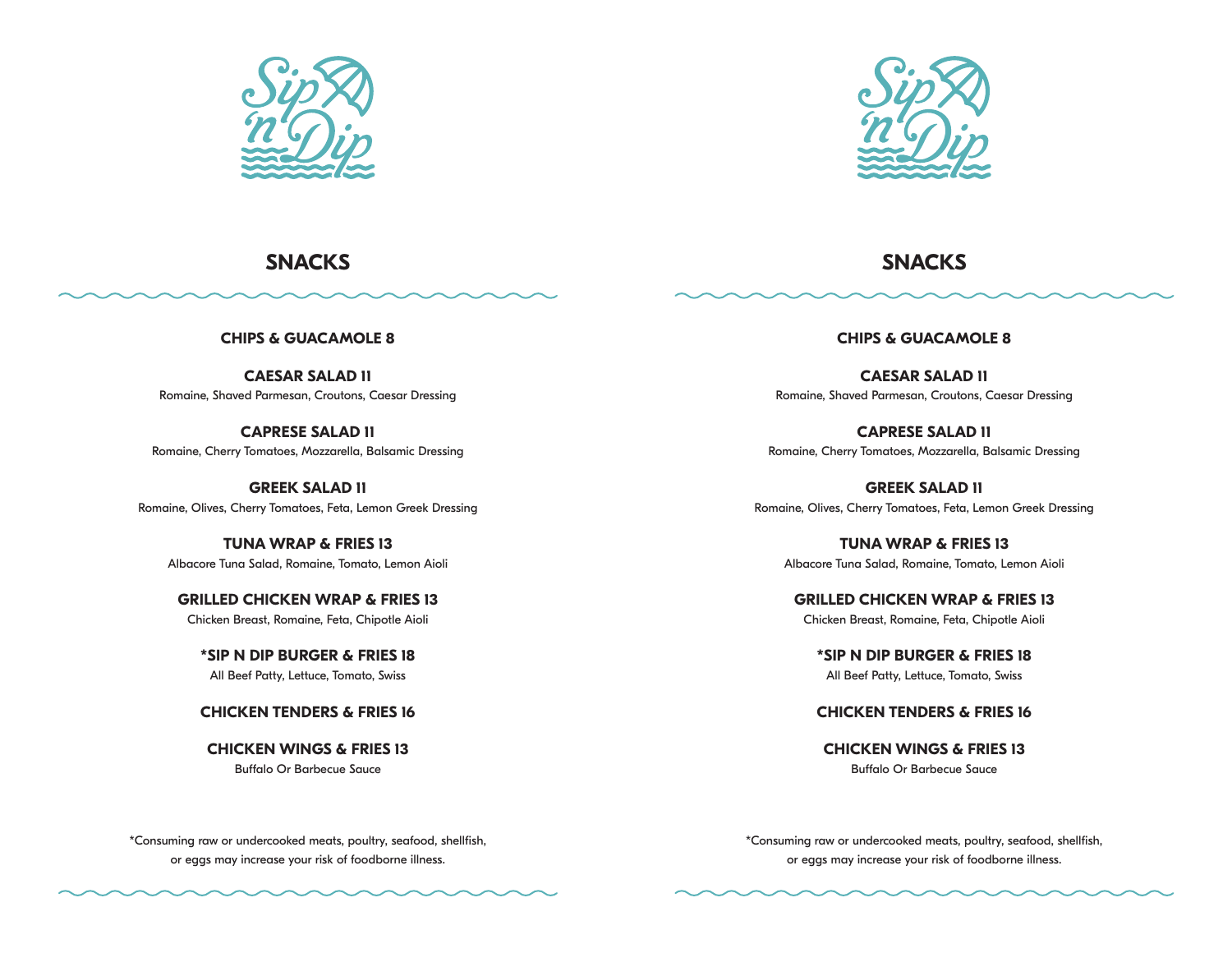Sip 'n Dip

## SNACKS

**CHIPS & GUACAMOLE 8**

**CAESAR SALAD 11**
Romaine, Shaved Parmesan, Croutons, Caesar Dressing

**CAPRESE SALAD 11**
Romaine, Cherry Tomatoes, Mozzarella, Balsamic Dressing

**GREEK SALAD 11**
Romaine, Olives, Cherry Tomatoes, Feta, Lemon Greek Dressing

**TUNA WRAP & FRIES 13**
Albacore Tuna Salad, Romaine, Tomato, Lemon Aioli

**GRILLED CHICKEN WRAP & FRIES 13**
Chicken Breast, Romaine, Feta, Chipotle Aioli

***SIP N DIP BURGER & FRIES 18**
All Beef Patty, Lettuce, Tomato, Swiss

**CHICKEN TENDERS & FRIES 16**

**CHICKEN WINGS & FRIES 13**
Buffalo Or Barbecue Sauce

*Consuming raw or undercooked meats, poultry, seafood, shellfish, or eggs may increase your risk of foodborne illness.

Sip 'n Dip

## SNACKS

**CHIPS & GUACAMOLE 8**

**CAESAR SALAD 11**
Romaine, Shaved Parmesan, Croutons, Caesar Dressing

**CAPRESE SALAD 11**
Romaine, Cherry Tomatoes, Mozzarella, Balsamic Dressing

**GREEK SALAD 11**
Romaine, Olives, Cherry Tomatoes, Feta, Lemon Greek Dressing

**TUNA WRAP & FRIES 13**
Albacore Tuna Salad, Romaine, Tomato, Lemon Aioli

**GRILLED CHICKEN WRAP & FRIES 13**
Chicken Breast, Romaine, Feta, Chipotle Aioli

***SIP N DIP BURGER & FRIES 18**
All Beef Patty, Lettuce, Tomato, Swiss

**CHICKEN TENDERS & FRIES 16**

**CHICKEN WINGS & FRIES 13**
Buffalo Or Barbecue Sauce

*Consuming raw or undercooked meats, poultry, seafood, shellfish, or eggs may increase your risk of foodborne illness.